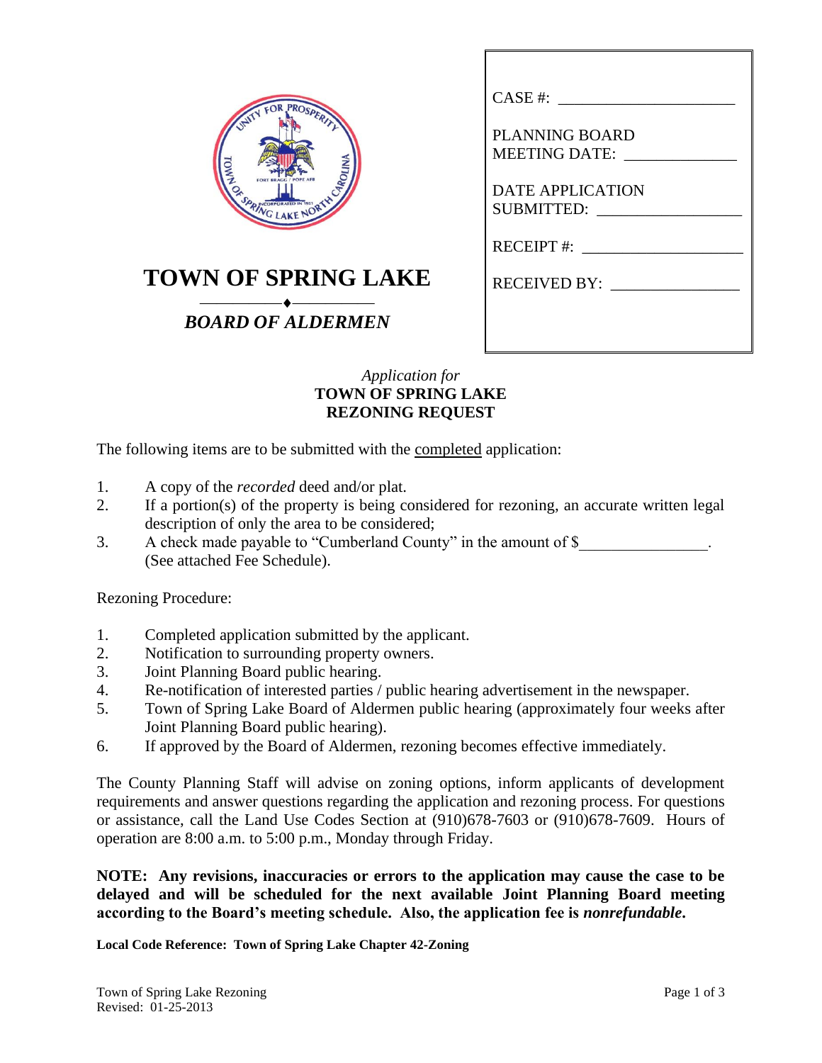# TOWN OF SPRING LAKE

## *BOARD OF ALDERMEN*

CASE #: ____________________

PLANNING BOARD MEETING DATE: ____________

DATE APPLICATION SUBMITTED: ______________

RECEIPT #: ________________

RECEIVED BY: ______________

*Application for*

**TOWN OF SPRING LAKE**
**REZONING REQUEST**

The following items are to be submitted with the completed application:

1. A copy of the *recorded* deed and/or plat.
2. If a portion(s) of the property is being considered for rezoning, an accurate written legal description of only the area to be considered;
3. A check made payable to "Cumberland County" in the amount of $________________. (See attached Fee Schedule).

Rezoning Procedure:

1. Completed application submitted by the applicant.
2. Notification to surrounding property owners.
3. Joint Planning Board public hearing.
4. Re-notification of interested parties / public hearing advertisement in the newspaper.
5. Town of Spring Lake Board of Aldermen public hearing (approximately four weeks after Joint Planning Board public hearing).
6. If approved by the Board of Aldermen, rezoning becomes effective immediately.

The County Planning Staff will advise on zoning options, inform applicants of development requirements and answer questions regarding the application and rezoning process. For questions or assistance, call the Land Use Codes Section at (910)678-7603 or (910)678-7609. Hours of operation are 8:00 a.m. to 5:00 p.m., Monday through Friday.

**NOTE: Any revisions, inaccuracies or errors to the application may cause the case to be delayed and will be scheduled for the next available Joint Planning Board meeting according to the Board's meeting schedule. Also, the application fee is *nonrefundable*.**

**Local Code Reference: Town of Spring Lake Chapter 42-Zoning**

Town of Spring Lake Rezoning
Revised: 01-25-2013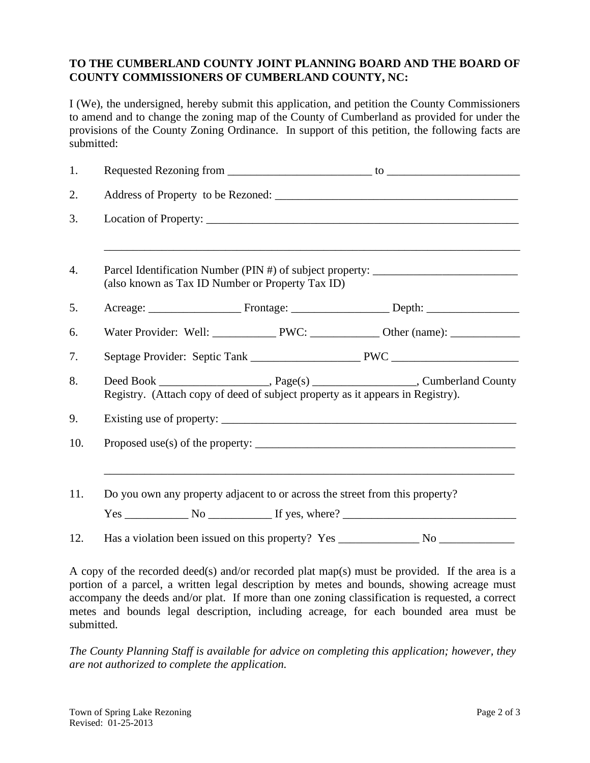**TO THE CUMBERLAND COUNTY JOINT PLANNING BOARD AND THE BOARD OF COUNTY COMMISSIONERS OF CUMBERLAND COUNTY, NC:**

I (We), the undersigned, hereby submit this application, and petition the County Commissioners to amend and to change the zoning map of the County of Cumberland as provided for under the provisions of the County Zoning Ordinance. In support of this petition, the following facts are submitted:

1. Requested Rezoning from _________________________ to _______________________

2. Address of Property to be Rezoned: ___________________________________________

3. Location of Property: ______________________________________________________

   ________________________________________________________________________

4. Parcel Identification Number (PIN #) of subject property: _________________________
   (also known as Tax ID Number or Property Tax ID)

5. Acreage: ________________ Frontage: _________________ Depth: ________________

6. Water Provider: Well: ___________ PWC: ____________ Other (name): ____________

7. Septage Provider: Septic Tank ___________________ PWC ______________________

8. Deed Book ___________________, Page(s) __________________, Cumberland County Registry. (Attach copy of deed of subject property as it appears in Registry).

9. Existing use of property: _____________________________________________________

10. Proposed use(s) of the property: _______________________________________________

    ________________________________________________________________________

11. Do you own any property adjacent to or across the street from this property?

    Yes ___________ No ___________ If yes, where? ______________________________

12. Has a violation been issued on this property? Yes ______________ No _____________

A copy of the recorded deed(s) and/or recorded plat map(s) must be provided. If the area is a portion of a parcel, a written legal description by metes and bounds, showing acreage must accompany the deeds and/or plat. If more than one zoning classification is requested, a correct metes and bounds legal description, including acreage, for each bounded area must be submitted.

*The County Planning Staff is available for advice on completing this application; however, they are not authorized to complete the application.*

Town of Spring Lake Rezoning
Revised: 01-25-2013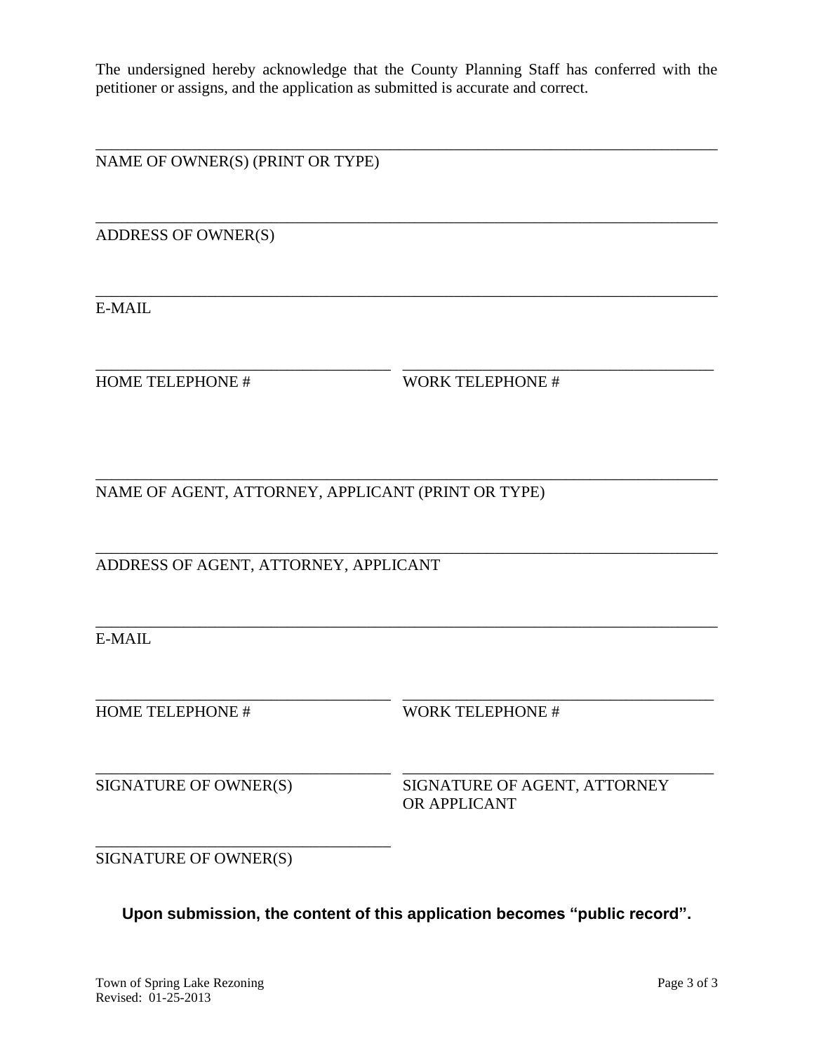The undersigned hereby acknowledge that the County Planning Staff has conferred with the petitioner or assigns, and the application as submitted is accurate and correct.

\_\_\_\_\_\_\_\_\_\_\_\_\_\_\_\_\_\_\_\_\_\_\_\_\_\_\_\_\_\_\_\_\_\_\_\_\_\_\_\_\_\_\_\_\_\_\_\_\_\_\_\_\_\_\_\_\_\_\_\_\_\_\_\_\_\_\_\_\_\_

NAME OF OWNER(S) (PRINT OR TYPE)

\_\_\_\_\_\_\_\_\_\_\_\_\_\_\_\_\_\_\_\_\_\_\_\_\_\_\_\_\_\_\_\_\_\_\_\_\_\_\_\_\_\_\_\_\_\_\_\_\_\_\_\_\_\_\_\_\_\_\_\_\_\_\_\_\_\_\_\_\_\_

ADDRESS OF OWNER(S)

\_\_\_\_\_\_\_\_\_\_\_\_\_\_\_\_\_\_\_\_\_\_\_\_\_\_\_\_\_\_\_\_\_\_\_\_\_\_\_\_\_\_\_\_\_\_\_\_\_\_\_\_\_\_\_\_\_\_\_\_\_\_\_\_\_\_\_\_\_\_

E-MAIL

\_\_\_\_\_\_\_\_\_\_\_\_\_\_\_\_\_\_\_\_\_\_\_\_\_\_\_\_\_\_\_\_\_\_ \_\_\_\_\_\_\_\_\_\_\_\_\_\_\_\_\_\_\_\_\_\_\_\_\_\_\_\_\_\_\_\_\_\_\_\_

HOME TELEPHONE # WORK TELEPHONE #

\_\_\_\_\_\_\_\_\_\_\_\_\_\_\_\_\_\_\_\_\_\_\_\_\_\_\_\_\_\_\_\_\_\_\_\_\_\_\_\_\_\_\_\_\_\_\_\_\_\_\_\_\_\_\_\_\_\_\_\_\_\_\_\_\_\_\_\_\_\_

NAME OF AGENT, ATTORNEY, APPLICANT (PRINT OR TYPE)

\_\_\_\_\_\_\_\_\_\_\_\_\_\_\_\_\_\_\_\_\_\_\_\_\_\_\_\_\_\_\_\_\_\_\_\_\_\_\_\_\_\_\_\_\_\_\_\_\_\_\_\_\_\_\_\_\_\_\_\_\_\_\_\_\_\_\_\_\_\_

ADDRESS OF AGENT, ATTORNEY, APPLICANT

\_\_\_\_\_\_\_\_\_\_\_\_\_\_\_\_\_\_\_\_\_\_\_\_\_\_\_\_\_\_\_\_\_\_\_\_\_\_\_\_\_\_\_\_\_\_\_\_\_\_\_\_\_\_\_\_\_\_\_\_\_\_\_\_\_\_\_\_\_\_

E-MAIL

\_\_\_\_\_\_\_\_\_\_\_\_\_\_\_\_\_\_\_\_\_\_\_\_\_\_\_\_\_\_\_\_\_\_ \_\_\_\_\_\_\_\_\_\_\_\_\_\_\_\_\_\_\_\_\_\_\_\_\_\_\_\_\_\_\_\_\_\_\_\_

HOME TELEPHONE # WORK TELEPHONE #

\_\_\_\_\_\_\_\_\_\_\_\_\_\_\_\_\_\_\_\_\_\_\_\_\_\_\_\_\_\_\_\_\_\_ \_\_\_\_\_\_\_\_\_\_\_\_\_\_\_\_\_\_\_\_\_\_\_\_\_\_\_\_\_\_\_\_\_\_\_\_

SIGNATURE OF OWNER(S) SIGNATURE OF AGENT, ATTORNEY OR APPLICANT

\_\_\_\_\_\_\_\_\_\_\_\_\_\_\_\_\_\_\_\_\_\_\_\_\_\_\_\_\_\_\_\_\_\_

SIGNATURE OF OWNER(S)

**Upon submission, the content of this application becomes "public record".**

Town of Spring Lake Rezoning
Revised: 01-25-2013